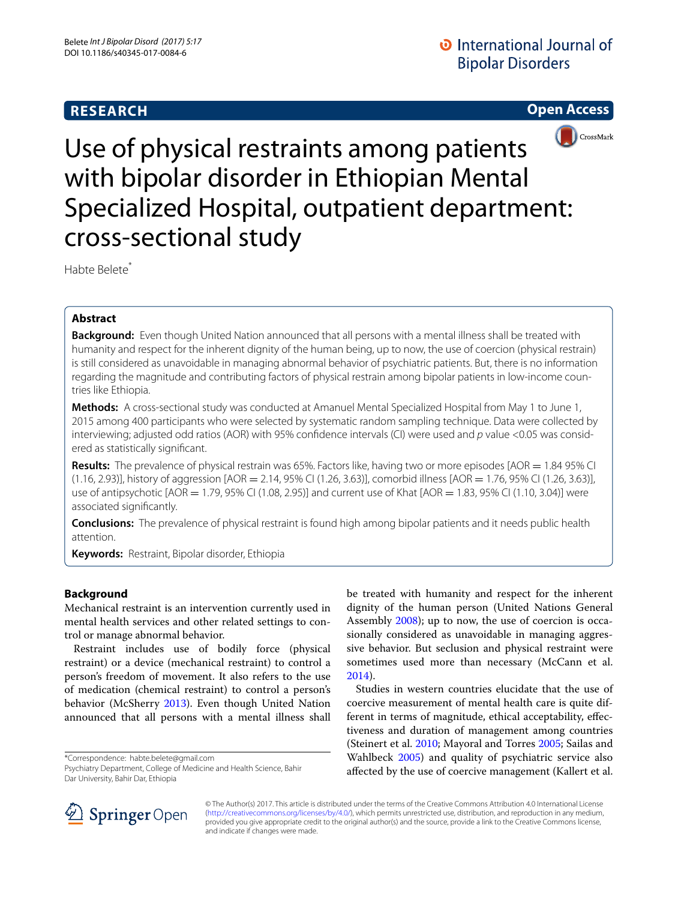**RESEARCH** **Open Access**

# Use of physical restraints among patients with bipolar disorder in Ethiopian Mental Specialized Hospital, outpatient department: cross-sectional study

Habte Belete[*]

## Abstract

**Background:** Even though United Nation announced that all persons with a mental illness shall be treated with humanity and respect for the inherent dignity of the human being, up to now, the use of coercion (physical restrain) is still considered as unavoidable in managing abnormal behavior of psychiatric patients. But, there is no information regarding the magnitude and contributing factors of physical restrain among bipolar patients in low-income countries like Ethiopia.

**Methods:** A cross-sectional study was conducted at Amanuel Mental Specialized Hospital from May 1 to June 1, 2015 among 400 participants who were selected by systematic random sampling technique. Data were collected by interviewing; adjusted odd ratios (AOR) with 95% confidence intervals (CI) were used and *p* value <0.05 was considered as statistically significant.

**Results:** The prevalence of physical restrain was 65%. Factors like, having two or more episodes [AOR = 1.84 95% CI (1.16, 2.93)], history of aggression [AOR = 2.14, 95% CI (1.26, 3.63)], comorbid illness [AOR = 1.76, 95% CI (1.26, 3.63)], use of antipsychotic [AOR = 1.79, 95% CI (1.08, 2.95)] and current use of Khat [AOR = 1.83, 95% CI (1.10, 3.04)] were associated significantly.

**Conclusions:** The prevalence of physical restraint is found high among bipolar patients and it needs public health attention.

**Keywords:** Restraint, Bipolar disorder, Ethiopia

## Background

Mechanical restraint is an intervention currently used in mental health services and other related settings to control or manage abnormal behavior.

Restraint includes use of bodily force (physical restraint) or a device (mechanical restraint) to control a person's freedom of movement. It also refers to the use of medication (chemical restraint) to control a person's behavior (McSherry 2013). Even though United Nation announced that all persons with a mental illness shall be treated with humanity and respect for the inherent dignity of the human person (United Nations General Assembly 2008); up to now, the use of coercion is occasionally considered as unavoidable in managing aggressive behavior. But seclusion and physical restraint were sometimes used more than necessary (McCann et al. 2014).

Studies in western countries elucidate that the use of coercive measurement of mental health care is quite different in terms of magnitude, ethical acceptability, effectiveness and duration of management among countries (Steinert et al. 2010; Mayoral and Torres 2005; Sailas and Wahlbeck 2005) and quality of psychiatric service also affected by the use of coercive management (Kallert et al.

*Correspondence: habte.belete@gmail.com
Psychiatry Department, College of Medicine and Health Science, Bahir Dar University, Bahir Dar, Ethiopia

© The Author(s) 2017. This article is distributed under the terms of the Creative Commons Attribution 4.0 International License (http://creativecommons.org/licenses/by/4.0/), which permits unrestricted use, distribution, and reproduction in any medium, provided you give appropriate credit to the original author(s) and the source, provide a link to the Creative Commons license, and indicate if changes were made.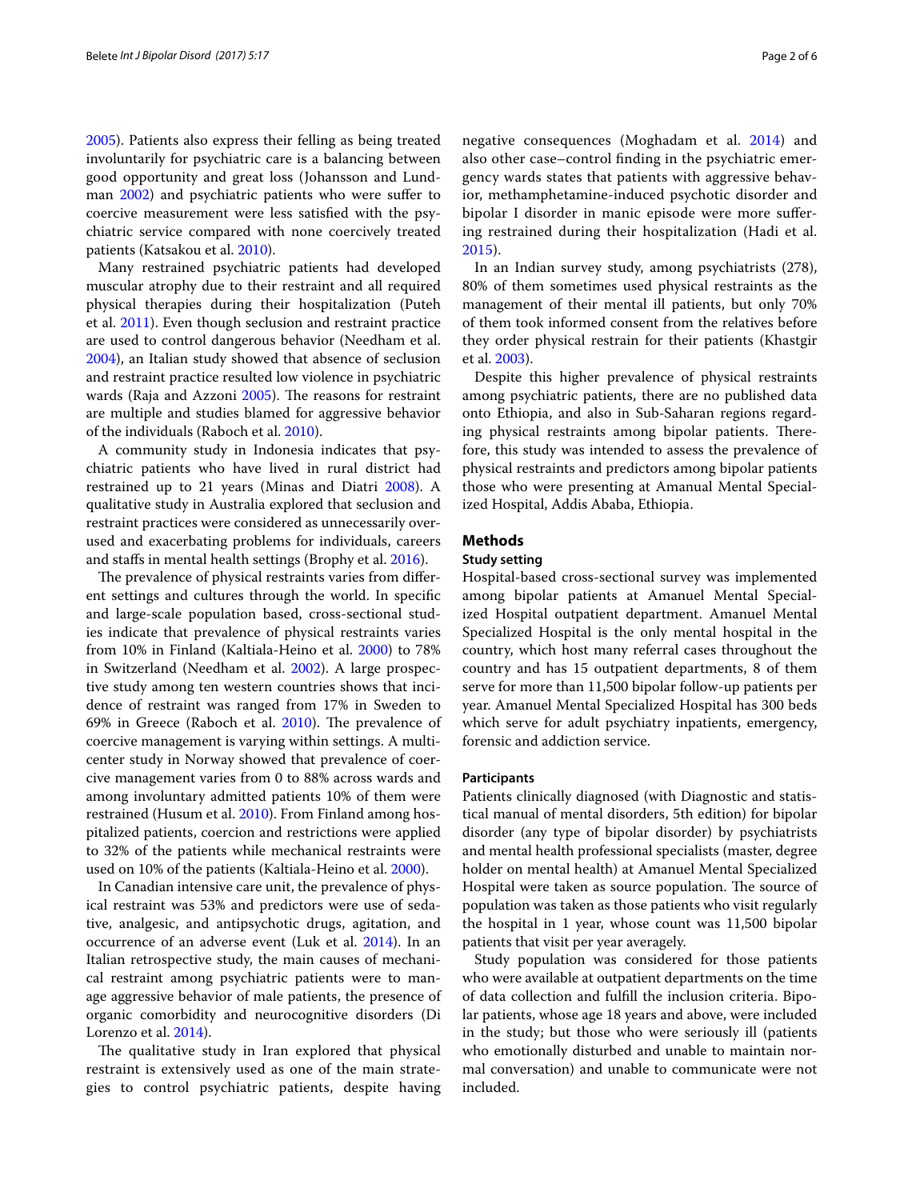2005). Patients also express their felling as being treated involuntarily for psychiatric care is a balancing between good opportunity and great loss (Johansson and Lundman 2002) and psychiatric patients who were suffer to coercive measurement were less satisfied with the psychiatric service compared with none coercively treated patients (Katsakou et al. 2010).

Many restrained psychiatric patients had developed muscular atrophy due to their restraint and all required physical therapies during their hospitalization (Puteh et al. 2011). Even though seclusion and restraint practice are used to control dangerous behavior (Needham et al. 2004), an Italian study showed that absence of seclusion and restraint practice resulted low violence in psychiatric wards (Raja and Azzoni 2005). The reasons for restraint are multiple and studies blamed for aggressive behavior of the individuals (Raboch et al. 2010).

A community study in Indonesia indicates that psychiatric patients who have lived in rural district had restrained up to 21 years (Minas and Diatri 2008). A qualitative study in Australia explored that seclusion and restraint practices were considered as unnecessarily overused and exacerbating problems for individuals, careers and staffs in mental health settings (Brophy et al. 2016).

The prevalence of physical restraints varies from different settings and cultures through the world. In specific and large-scale population based, cross-sectional studies indicate that prevalence of physical restraints varies from 10% in Finland (Kaltiala-Heino et al. 2000) to 78% in Switzerland (Needham et al. 2002). A large prospective study among ten western countries shows that incidence of restraint was ranged from 17% in Sweden to 69% in Greece (Raboch et al. 2010). The prevalence of coercive management is varying within settings. A multicenter study in Norway showed that prevalence of coercive management varies from 0 to 88% across wards and among involuntary admitted patients 10% of them were restrained (Husum et al. 2010). From Finland among hospitalized patients, coercion and restrictions were applied to 32% of the patients while mechanical restraints were used on 10% of the patients (Kaltiala-Heino et al. 2000).

In Canadian intensive care unit, the prevalence of physical restraint was 53% and predictors were use of sedative, analgesic, and antipsychotic drugs, agitation, and occurrence of an adverse event (Luk et al. 2014). In an Italian retrospective study, the main causes of mechanical restraint among psychiatric patients were to manage aggressive behavior of male patients, the presence of organic comorbidity and neurocognitive disorders (Di Lorenzo et al. 2014).

The qualitative study in Iran explored that physical restraint is extensively used as one of the main strategies to control psychiatric patients, despite having negative consequences (Moghadam et al. 2014) and also other case–control finding in the psychiatric emergency wards states that patients with aggressive behavior, methamphetamine-induced psychotic disorder and bipolar I disorder in manic episode were more suffering restrained during their hospitalization (Hadi et al. 2015).

In an Indian survey study, among psychiatrists (278), 80% of them sometimes used physical restraints as the management of their mental ill patients, but only 70% of them took informed consent from the relatives before they order physical restrain for their patients (Khastgir et al. 2003).

Despite this higher prevalence of physical restraints among psychiatric patients, there are no published data onto Ethiopia, and also in Sub-Saharan regions regarding physical restraints among bipolar patients. Therefore, this study was intended to assess the prevalence of physical restraints and predictors among bipolar patients those who were presenting at Amanual Mental Specialized Hospital, Addis Ababa, Ethiopia.

## Methods

### Study setting

Hospital-based cross-sectional survey was implemented among bipolar patients at Amanuel Mental Specialized Hospital outpatient department. Amanuel Mental Specialized Hospital is the only mental hospital in the country, which host many referral cases throughout the country and has 15 outpatient departments, 8 of them serve for more than 11,500 bipolar follow-up patients per year. Amanuel Mental Specialized Hospital has 300 beds which serve for adult psychiatry inpatients, emergency, forensic and addiction service.

### Participants

Patients clinically diagnosed (with Diagnostic and statistical manual of mental disorders, 5th edition) for bipolar disorder (any type of bipolar disorder) by psychiatrists and mental health professional specialists (master, degree holder on mental health) at Amanuel Mental Specialized Hospital were taken as source population. The source of population was taken as those patients who visit regularly the hospital in 1 year, whose count was 11,500 bipolar patients that visit per year averagely.

Study population was considered for those patients who were available at outpatient departments on the time of data collection and fulfill the inclusion criteria. Bipolar patients, whose age 18 years and above, were included in the study; but those who were seriously ill (patients who emotionally disturbed and unable to maintain normal conversation) and unable to communicate were not included.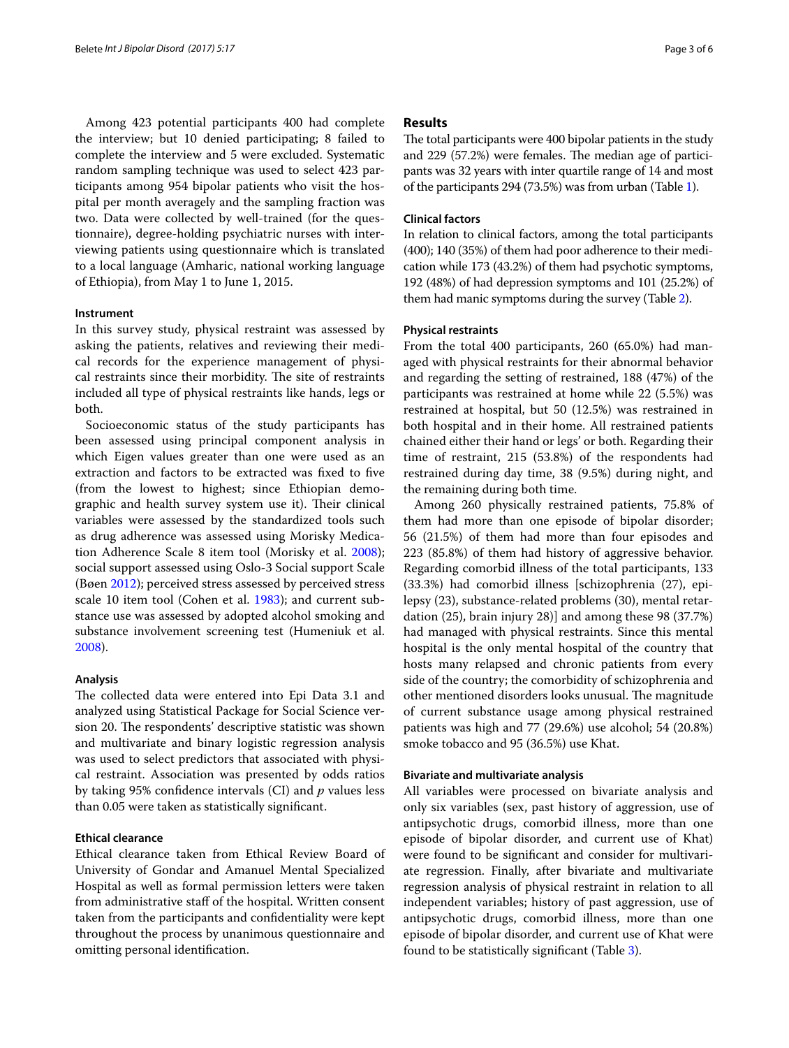Among 423 potential participants 400 had complete the interview; but 10 denied participating; 8 failed to complete the interview and 5 were excluded. Systematic random sampling technique was used to select 423 participants among 954 bipolar patients who visit the hospital per month averagely and the sampling fraction was two. Data were collected by well-trained (for the questionnaire), degree-holding psychiatric nurses with interviewing patients using questionnaire which is translated to a local language (Amharic, national working language of Ethiopia), from May 1 to June 1, 2015.

### Instrument

In this survey study, physical restraint was assessed by asking the patients, relatives and reviewing their medical records for the experience management of physical restraints since their morbidity. The site of restraints included all type of physical restraints like hands, legs or both.

Socioeconomic status of the study participants has been assessed using principal component analysis in which Eigen values greater than one were used as an extraction and factors to be extracted was fixed to five (from the lowest to highest; since Ethiopian demographic and health survey system use it). Their clinical variables were assessed by the standardized tools such as drug adherence was assessed using Morisky Medication Adherence Scale 8 item tool (Morisky et al. 2008); social support assessed using Oslo-3 Social support Scale (Bøen 2012); perceived stress assessed by perceived stress scale 10 item tool (Cohen et al. 1983); and current substance use was assessed by adopted alcohol smoking and substance involvement screening test (Humeniuk et al. 2008).

### Analysis

The collected data were entered into Epi Data 3.1 and analyzed using Statistical Package for Social Science version 20. The respondents' descriptive statistic was shown and multivariate and binary logistic regression analysis was used to select predictors that associated with physical restraint. Association was presented by odds ratios by taking 95% confidence intervals (CI) and $p$ values less than 0.05 were taken as statistically significant.

### Ethical clearance

Ethical clearance taken from Ethical Review Board of University of Gondar and Amanuel Mental Specialized Hospital as well as formal permission letters were taken from administrative staff of the hospital. Written consent taken from the participants and confidentiality were kept throughout the process by unanimous questionnaire and omitting personal identification.

## Results

The total participants were 400 bipolar patients in the study and 229 (57.2%) were females. The median age of participants was 32 years with inter quartile range of 14 and most of the participants 294 (73.5%) was from urban (Table 1).

### Clinical factors

In relation to clinical factors, among the total participants (400); 140 (35%) of them had poor adherence to their medication while 173 (43.2%) of them had psychotic symptoms, 192 (48%) of had depression symptoms and 101 (25.2%) of them had manic symptoms during the survey (Table 2).

### Physical restraints

From the total 400 participants, 260 (65.0%) had managed with physical restraints for their abnormal behavior and regarding the setting of restrained, 188 (47%) of the participants was restrained at home while 22 (5.5%) was restrained at hospital, but 50 (12.5%) was restrained in both hospital and in their home. All restrained patients chained either their hand or legs' or both. Regarding their time of restraint, 215 (53.8%) of the respondents had restrained during day time, 38 (9.5%) during night, and the remaining during both time.

Among 260 physically restrained patients, 75.8% of them had more than one episode of bipolar disorder; 56 (21.5%) of them had more than four episodes and 223 (85.8%) of them had history of aggressive behavior. Regarding comorbid illness of the total participants, 133 (33.3%) had comorbid illness [schizophrenia (27), epilepsy (23), substance-related problems (30), mental retardation (25), brain injury 28)] and among these 98 (37.7%) had managed with physical restraints. Since this mental hospital is the only mental hospital of the country that hosts many relapsed and chronic patients from every side of the country; the comorbidity of schizophrenia and other mentioned disorders looks unusual. The magnitude of current substance usage among physical restrained patients was high and 77 (29.6%) use alcohol; 54 (20.8%) smoke tobacco and 95 (36.5%) use Khat.

### Bivariate and multivariate analysis

All variables were processed on bivariate analysis and only six variables (sex, past history of aggression, use of antipsychotic drugs, comorbid illness, more than one episode of bipolar disorder, and current use of Khat) were found to be significant and consider for multivariate regression. Finally, after bivariate and multivariate regression analysis of physical restraint in relation to all independent variables; history of past aggression, use of antipsychotic drugs, comorbid illness, more than one episode of bipolar disorder, and current use of Khat were found to be statistically significant (Table 3).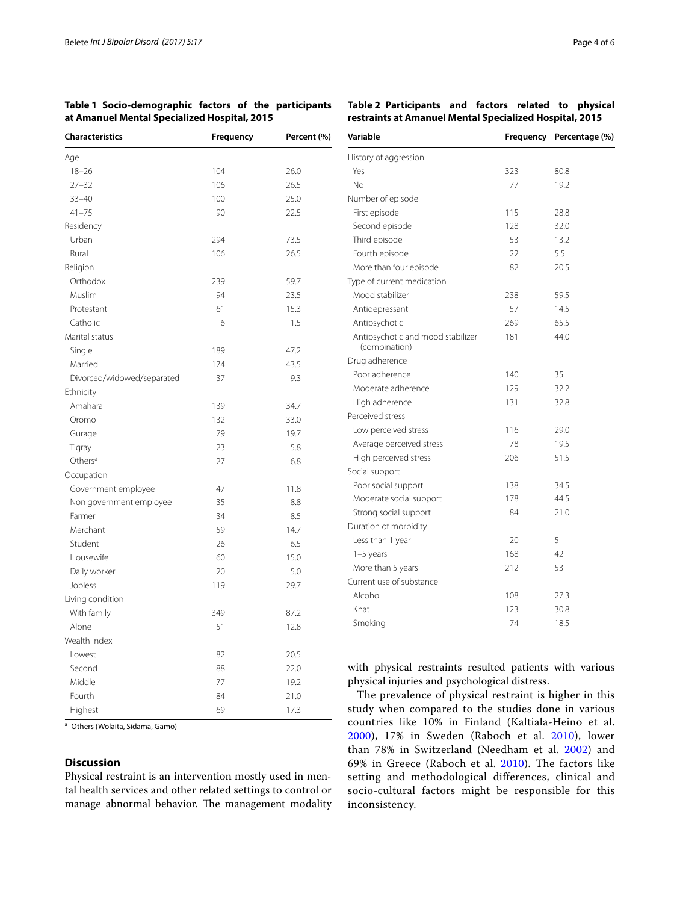**Table 1 Socio-demographic factors of the participants at Amanuel Mental Specialized Hospital, 2015**

| Characteristics | Frequency | Percent (%) |
|---|---|---|
| Age | | |
| 18–26 | 104 | 26.0 |
| 27–32 | 106 | 26.5 |
| 33–40 | 100 | 25.0 |
| 41–75 | 90 | 22.5 |
| Residency | | |
| Urban | 294 | 73.5 |
| Rural | 106 | 26.5 |
| Religion | | |
| Orthodox | 239 | 59.7 |
| Muslim | 94 | 23.5 |
| Protestant | 61 | 15.3 |
| Catholic | 6 | 1.5 |
| Marital status | | |
| Single | 189 | 47.2 |
| Married | 174 | 43.5 |
| Divorced/widowed/separated | 37 | 9.3 |
| Ethnicity | | |
| Amahara | 139 | 34.7 |
| Oromo | 132 | 33.0 |
| Gurage | 79 | 19.7 |
| Tigray | 23 | 5.8 |
| Others[a] | 27 | 6.8 |
| Occupation | | |
| Government employee | 47 | 11.8 |
| Non government employee | 35 | 8.8 |
| Farmer | 34 | 8.5 |
| Merchant | 59 | 14.7 |
| Student | 26 | 6.5 |
| Housewife | 60 | 15.0 |
| Daily worker | 20 | 5.0 |
| Jobless | 119 | 29.7 |
| Living condition | | |
| With family | 349 | 87.2 |
| Alone | 51 | 12.8 |
| Wealth index | | |
| Lowest | 82 | 20.5 |
| Second | 88 | 22.0 |
| Middle | 77 | 19.2 |
| Fourth | 84 | 21.0 |
| Highest | 69 | 17.3 |

[a] Others (Wolaita, Sidama, Gamo)

**Table 2 Participants and factors related to physical restraints at Amanuel Mental Specialized Hospital, 2015**

| Variable | Frequency | Percentage (%) |
|---|---|---|
| History of aggression | | |
| Yes | 323 | 80.8 |
| No | 77 | 19.2 |
| Number of episode | | |
| First episode | 115 | 28.8 |
| Second episode | 128 | 32.0 |
| Third episode | 53 | 13.2 |
| Fourth episode | 22 | 5.5 |
| More than four episode | 82 | 20.5 |
| Type of current medication | | |
| Mood stabilizer | 238 | 59.5 |
| Antidepressant | 57 | 14.5 |
| Antipsychotic | 269 | 65.5 |
| Antipsychotic and mood stabilizer (combination) | 181 | 44.0 |
| Drug adherence | | |
| Poor adherence | 140 | 35 |
| Moderate adherence | 129 | 32.2 |
| High adherence | 131 | 32.8 |
| Perceived stress | | |
| Low perceived stress | 116 | 29.0 |
| Average perceived stress | 78 | 19.5 |
| High perceived stress | 206 | 51.5 |
| Social support | | |
| Poor social support | 138 | 34.5 |
| Moderate social support | 178 | 44.5 |
| Strong social support | 84 | 21.0 |
| Duration of morbidity | | |
| Less than 1 year | 20 | 5 |
| 1–5 years | 168 | 42 |
| More than 5 years | 212 | 53 |
| Current use of substance | | |
| Alcohol | 108 | 27.3 |
| Khat | 123 | 30.8 |
| Smoking | 74 | 18.5 |

## Discussion

Physical restraint is an intervention mostly used in mental health services and other related settings to control or manage abnormal behavior. The management modality with physical restraints resulted patients with various physical injuries and psychological distress.

The prevalence of physical restraint is higher in this study when compared to the studies done in various countries like 10% in Finland (Kaltiala-Heino et al. 2000), 17% in Sweden (Raboch et al. 2010), lower than 78% in Switzerland (Needham et al. 2002) and 69% in Greece (Raboch et al. 2010). The factors like setting and methodological differences, clinical and socio-cultural factors might be responsible for this inconsistency.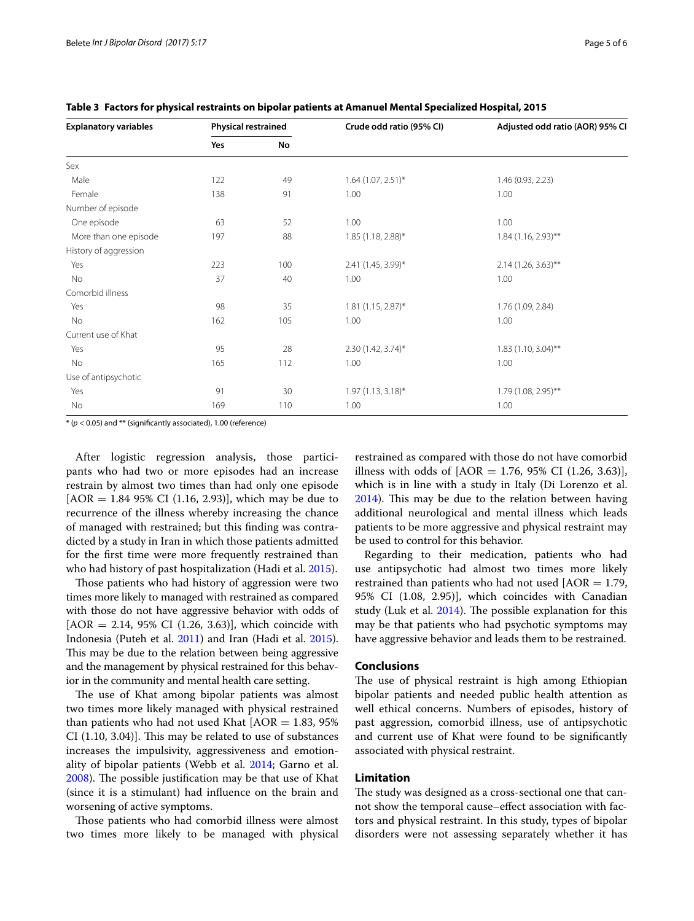**Table 3 Factors for physical restraints on bipolar patients at Amanuel Mental Specialized Hospital, 2015**

| Explanatory variables | Physical restrained | | Crude odd ratio (95% CI) | Adjusted odd ratio (AOR) 95% CI |
|---|---|---|---|---|
| | Yes | No | | |
| Sex | | | | |
| Male | 122 | 49 | 1.64 (1.07, 2.51)* | 1.46 (0.93, 2.23) |
| Female | 138 | 91 | 1.00 | 1.00 |
| Number of episode | | | | |
| One episode | 63 | 52 | 1.00 | 1.00 |
| More than one episode | 197 | 88 | 1.85 (1.18, 2.88)* | 1.84 (1.16, 2.93)** |
| History of aggression | | | | |
| Yes | 223 | 100 | 2.41 (1.45, 3.99)* | 2.14 (1.26, 3.63)** |
| No | 37 | 40 | 1.00 | 1.00 |
| Comorbid illness | | | | |
| Yes | 98 | 35 | 1.81 (1.15, 2.87)* | 1.76 (1.09, 2.84) |
| No | 162 | 105 | 1.00 | 1.00 |
| Current use of Khat | | | | |
| Yes | 95 | 28 | 2.30 (1.42, 3.74)* | 1.83 (1.10, 3.04)** |
| No | 165 | 112 | 1.00 | 1.00 |
| Use of antipsychotic | | | | |
| Yes | 91 | 30 | 1.97 (1.13, 3.18)* | 1.79 (1.08, 2.95)** |
| No | 169 | 110 | 1.00 | 1.00 |

* ($p < 0.05$) and ** (significantly associated), 1.00 (reference)

After logistic regression analysis, those participants who had two or more episodes had an increase restrain by almost two times than had only one episode [AOR = 1.84 95% CI (1.16, 2.93)], which may be due to recurrence of the illness whereby increasing the chance of managed with restrained; but this finding was contradicted by a study in Iran in which those patients admitted for the first time were more frequently restrained than who had history of past hospitalization (Hadi et al. 2015).

Those patients who had history of aggression were two times more likely to managed with restrained as compared with those do not have aggressive behavior with odds of [AOR = 2.14, 95% CI (1.26, 3.63)], which coincide with Indonesia (Puteh et al. 2011) and Iran (Hadi et al. 2015). This may be due to the relation between being aggressive and the management by physical restrained for this behavior in the community and mental health care setting.

The use of Khat among bipolar patients was almost two times more likely managed with physical restrained than patients who had not used Khat [AOR = 1.83, 95% CI (1.10, 3.04)]. This may be related to use of substances increases the impulsivity, aggressiveness and emotionality of bipolar patients (Webb et al. 2014; Garno et al. 2008). The possible justification may be that use of Khat (since it is a stimulant) had influence on the brain and worsening of active symptoms.

Those patients who had comorbid illness were almost two times more likely to be managed with physical restrained as compared with those do not have comorbid illness with odds of [AOR = 1.76, 95% CI (1.26, 3.63)], which is in line with a study in Italy (Di Lorenzo et al. 2014). This may be due to the relation between having additional neurological and mental illness which leads patients to be more aggressive and physical restraint may be used to control for this behavior.

Regarding to their medication, patients who had use antipsychotic had almost two times more likely restrained than patients who had not used [AOR = 1.79, 95% CI (1.08, 2.95)], which coincides with Canadian study (Luk et al. 2014). The possible explanation for this may be that patients who had psychotic symptoms may have aggressive behavior and leads them to be restrained.

## Conclusions

The use of physical restraint is high among Ethiopian bipolar patients and needed public health attention as well ethical concerns. Numbers of episodes, history of past aggression, comorbid illness, use of antipsychotic and current use of Khat were found to be significantly associated with physical restraint.

## Limitation

The study was designed as a cross-sectional one that cannot show the temporal cause–effect association with factors and physical restraint. In this study, types of bipolar disorders were not assessing separately whether it has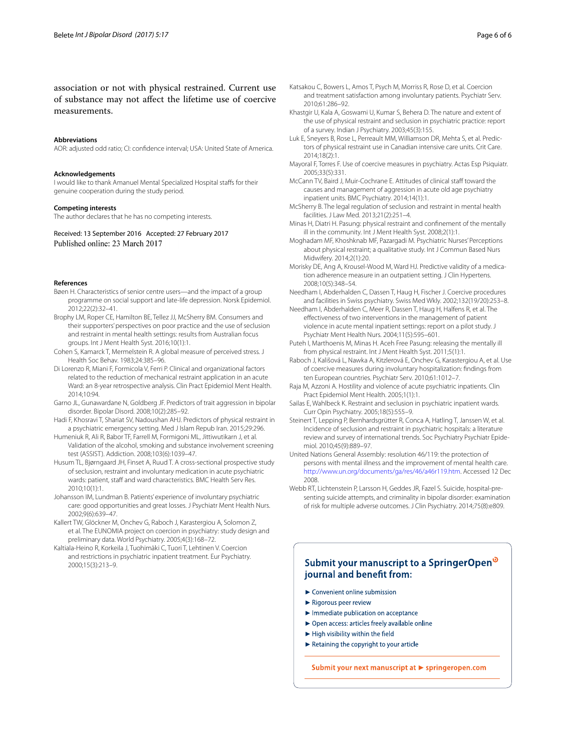association or not with physical restrained. Current use of substance may not affect the lifetime use of coercive measurements.

**Abbreviations**

AOR: adjusted odd ratio; CI: confidence interval; USA: United State of America.

**Acknowledgements**

I would like to thank Amanuel Mental Specialized Hospital staffs for their genuine cooperation during the study period.

**Competing interests**

The author declares that he has no competing interests.

Received: 13 September 2016 Accepted: 27 February 2017
Published online: 23 March 2017

**References**

Bøen H. Characteristics of senior centre users—and the impact of a group programme on social support and late-life depression. Norsk Epidemiol. 2012;22(2):32–41.

Brophy LM, Roper CE, Hamilton BE, Tellez JJ, McSherry BM. Consumers and their supporters' perspectives on poor practice and the use of seclusion and restraint in mental health settings: results from Australian focus groups. Int J Ment Health Syst. 2016;10(1):1.

Cohen S, Kamarck T, Mermelstein R. A global measure of perceived stress. J Health Soc Behav. 1983;24:385–96.

Di Lorenzo R, Miani F, Formicola V, Ferri P. Clinical and organizational factors related to the reduction of mechanical restraint application in an acute Ward: an 8-year retrospective analysis. Clin Pract Epidemiol Ment Health. 2014;10:94.

Garno JL, Gunawardane N, Goldberg JF. Predictors of trait aggression in bipolar disorder. Bipolar Disord. 2008;10(2):285–92.

Hadi F, Khosravi T, Shariat SV, Nadoushan AHJ. Predictors of physical restraint in a psychiatric emergency setting. Med J Islam Repub Iran. 2015;29:296.

Humeniuk R, Ali R, Babor TF, Farrell M, Formigoni ML, Jittiwutikarn J, et al. Validation of the alcohol, smoking and substance involvement screening test (ASSIST). Addiction. 2008;103(6):1039–47.

Husum TL, Bjørngaard JH, Finset A, Ruud T. A cross-sectional prospective study of seclusion, restraint and involuntary medication in acute psychiatric wards: patient, staff and ward characteristics. BMC Health Serv Res. 2010;10(1):1.

Johansson IM, Lundman B. Patients' experience of involuntary psychiatric care: good opportunities and great losses. J Psychiatr Ment Health Nurs. 2002;9(6):639–47.

Kallert TW, Glöckner M, Onchev G, Raboch J, Karastergiou A, Solomon Z, et al. The EUNOMIA project on coercion in psychiatry: study design and preliminary data. World Psychiatry. 2005;4(3):168–72.

Kaltiala-Heino R, Korkeila J, Tuohimäki C, Tuori T, Lehtinen V. Coercion and restrictions in psychiatric inpatient treatment. Eur Psychiatry. 2000;15(3):213–9.

Katsakou C, Bowers L, Amos T, Psych M, Morriss R, Rose D, et al. Coercion and treatment satisfaction among involuntary patients. Psychiatr Serv. 2010;61:286–92.

Khastgir U, Kala A, Goswami U, Kumar S, Behera D. The nature and extent of the use of physical restraint and seclusion in psychiatric practice: report of a survey. Indian J Psychiatry. 2003;45(3):155.

Luk E, Sneyers B, Rose L, Perreault MM, Williamson DR, Mehta S, et al. Predictors of physical restraint use in Canadian intensive care units. Crit Care. 2014;18(2):1.

Mayoral F, Torres F. Use of coercive measures in psychiatry. Actas Esp Psiquiatr. 2005;33(5):331.

McCann TV, Baird J, Muir-Cochrane E. Attitudes of clinical staff toward the causes and management of aggression in acute old age psychiatry inpatient units. BMC Psychiatry. 2014;14(1):1.

McSherry B. The legal regulation of seclusion and restraint in mental health facilities. J Law Med. 2013;21(2):251–4.

Minas H, Diatri H. Pasung: physical restraint and confinement of the mentally ill in the community. Int J Ment Health Syst. 2008;2(1):1.

Moghadam MF, Khoshknab MF, Pazargadi M. Psychiatric Nurses' Perceptions about physical restraint; a qualitative study. Int J Commun Based Nurs Midwifery. 2014;2(1):20.

Morisky DE, Ang A, Krousel-Wood M, Ward HJ. Predictive validity of a medication adherence measure in an outpatient setting. J Clin Hypertens. 2008;10(5):348–54.

Needham I, Abderhalden C, Dassen T, Haug H, Fischer J. Coercive procedures and facilities in Swiss psychiatry. Swiss Med Wkly. 2002;132(19/20):253–8.

Needham I, Abderhalden C, Meer R, Dassen T, Haug H, Halfens R, et al. The effectiveness of two interventions in the management of patient violence in acute mental inpatient settings: report on a pilot study. J Psychiatr Ment Health Nurs. 2004;11(5):595–601.

Puteh I, Marthoenis M, Minas H. Aceh Free Pasung: releasing the mentally ill from physical restraint. Int J Ment Health Syst. 2011;5(1):1.

Raboch J, Kališová L, Nawka A, Kitzlerová E, Onchev G, Karastergiou A, et al. Use of coercive measures during involuntary hospitalization: findings from ten European countries. Psychiatr Serv. 2010;61:1012–7.

Raja M, Azzoni A. Hostility and violence of acute psychiatric inpatients. Clin Pract Epidemiol Ment Health. 2005;1(1):1.

Sailas E, Wahlbeck K. Restraint and seclusion in psychiatric inpatient wards. Curr Opin Psychiatry. 2005;18(5):555–9.

Steinert T, Lepping P, Bernhardsgrütter R, Conca A, Hatling T, Janssen W, et al. Incidence of seclusion and restraint in psychiatric hospitals: a literature review and survey of international trends. Soc Psychiatry Psychiatr Epidemiol. 2010;45(9):889–97.

United Nations General Assembly: resolution 46/119: the protection of persons with mental illness and the improvement of mental health care. http://www.un.org/documents/ga/res/46/a46r119.htm. Accessed 12 Dec 2008.

Webb RT, Lichtenstein P, Larsson H, Geddes JR, Fazel S. Suicide, hospital-presenting suicide attempts, and criminality in bipolar disorder: examination of risk for multiple adverse outcomes. J Clin Psychiatry. 2014;75(8):e809.